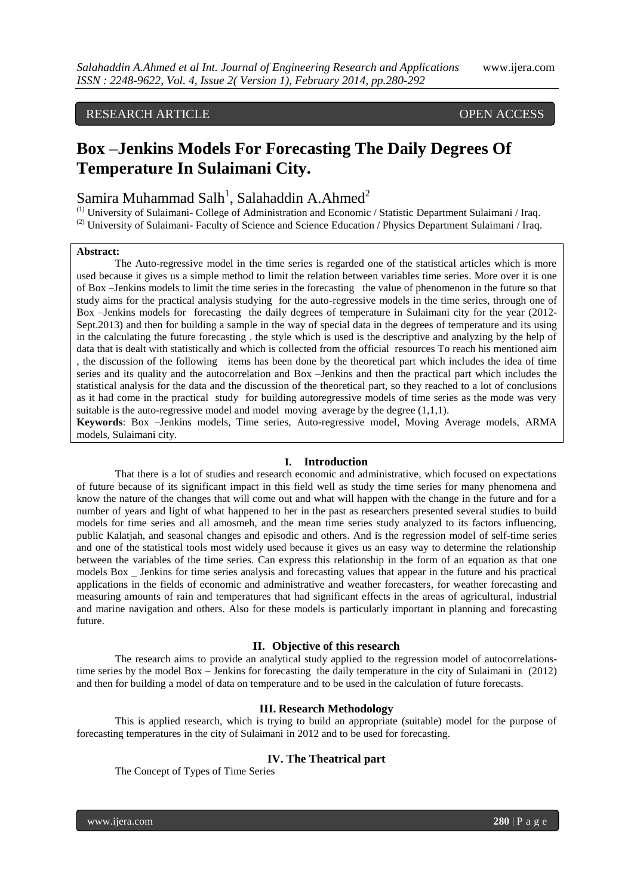RESEARCH ARTICLE OPEN ACCESS

# Box –Jenkins Models For Forecasting The Daily Degrees Of Temperature In Sulaimani City.

Samira Muhammad Salh[1], Salahaddin A.Ahmed[2]

[1] University of Sulaimani- College of Administration and Economic / Statistic Department Sulaimani / Iraq.
[2] University of Sulaimani- Faculty of Science and Science Education / Physics Department Sulaimani / Iraq.

**Abstract:**

The Auto-regressive model in the time series is regarded one of the statistical articles which is more used because it gives us a simple method to limit the relation between variables time series. More over it is one of Box –Jenkins models to limit the time series in the forecasting the value of phenomenon in the future so that study aims for the practical analysis studying for the auto-regressive models in the time series, through one of Box –Jenkins models for forecasting the daily degrees of temperature in Sulaimani city for the year (2012-Sept.2013) and then for building a sample in the way of special data in the degrees of temperature and its using in the calculating the future forecasting . the style which is used is the descriptive and analyzing by the help of data that is dealt with statistically and which is collected from the official resources To reach his mentioned aim , the discussion of the following items has been done by the theoretical part which includes the idea of time series and its quality and the autocorrelation and Box –Jenkins and then the practical part which includes the statistical analysis for the data and the discussion of the theoretical part, so they reached to a lot of conclusions as it had come in the practical study for building autoregressive models of time series as the mode was very suitable is the auto-regressive model and model moving average by the degree (1,1,1).

**Keywords**: Box –Jenkins models, Time series, Auto-regressive model, Moving Average models, ARMA models, Sulaimani city.

## I. Introduction

That there is a lot of studies and research economic and administrative, which focused on expectations of future because of its significant impact in this field well as study the time series for many phenomena and know the nature of the changes that will come out and what will happen with the change in the future and for a number of years and light of what happened to her in the past as researchers presented several studies to build models for time series and all amosmeh, and the mean time series study analyzed to its factors influencing, public Kalatjah, and seasonal changes and episodic and others. And is the regression model of self-time series and one of the statistical tools most widely used because it gives us an easy way to determine the relationship between the variables of the time series. Can express this relationship in the form of an equation as that one models Box _ Jenkins for time series analysis and forecasting values that appear in the future and his practical applications in the fields of economic and administrative and weather forecasters, for weather forecasting and measuring amounts of rain and temperatures that had significant effects in the areas of agricultural, industrial and marine navigation and others. Also for these models is particularly important in planning and forecasting future.

## II. Objective of this research

The research aims to provide an analytical study applied to the regression model of autocorrelations-time series by the model Box – Jenkins for forecasting the daily temperature in the city of Sulaimani in (2012) and then for building a model of data on temperature and to be used in the calculation of future forecasts.

## III. Research Methodology

This is applied research, which is trying to build an appropriate (suitable) model for the purpose of forecasting temperatures in the city of Sulaimani in 2012 and to be used for forecasting.

## IV. The Theatrical part

The Concept of Types of Time Series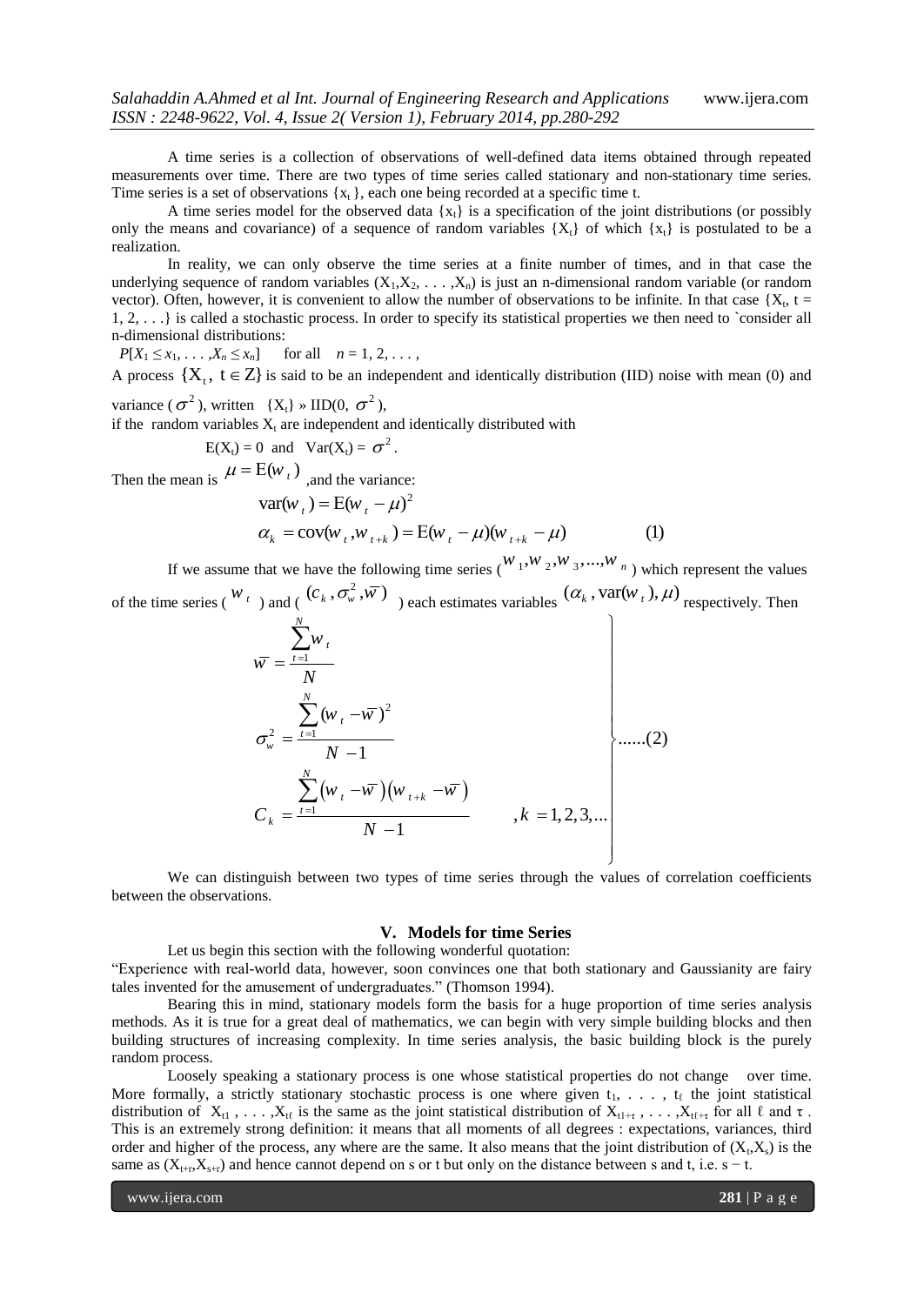A time series is a collection of observations of well-defined data items obtained through repeated measurements over time. There are two types of time series called stationary and non-stationary time series. Time series is a set of observations $\{x_t\}$, each one being recorded at a specific time t.

A time series model for the observed data $\{x_t\}$ is a specification of the joint distributions (or possibly only the means and covariance) of a sequence of random variables $\{X_t\}$ of which $\{x_t\}$ is postulated to be a realization.

In reality, we can only observe the time series at a finite number of times, and in that case the underlying sequence of random variables $(X_1, X_2, \ldots, X_n)$ is just an n-dimensional random variable (or random vector). Often, however, it is convenient to allow the number of observations to be infinite. In that case $\{X_t, t = 1, 2, \ldots\}$ is called a stochastic process. In order to specify its statistical properties we then need to `consider all n-dimensional distributions:

$P[X_1 \le x_1, \ldots, X_n \le x_n]$ for all $n = 1, 2, \ldots,$

A process $\{X_t,\ t \in Z\}$ is said to be an independent and identically distribution (IID) noise with mean (0) and variance ($\sigma^2$), written $\{X_t\}$ » IID(0, $\sigma^2$),

if the random variables $X_t$ are independent and identically distributed with

$E(X_t) = 0$ and $\mathrm{Var}(X_t) = \sigma^2$.

Then the mean is $\mu = E(w_t)$ ,and the variance:

$$\mathrm{var}(w_t) = E(w_t - \mu)^2$$

$$\alpha_k = \mathrm{cov}(w_t, w_{t+k}) = E(w_t - \mu)(w_{t+k} - \mu) \qquad (1)$$

If we assume that we have the following time series ($w_1, w_2, w_3, \ldots, w_n$) which represent the values of the time series ($w_t$) and ($(c_k, \sigma_w^2, \bar{w})$) each estimates variables $(\alpha_k, \mathrm{var}(w_t), \mu)$ respectively. Then

$$\left.\begin{aligned}
\bar{w} &= \frac{\sum_{t=1}^{N} w_t}{N} \\
\sigma_w^2 &= \frac{\sum_{t=1}^{N} (w_t - \bar{w})^2}{N-1} \\
C_k &= \frac{\sum_{t=1}^{N} (w_t - \bar{w})(w_{t+k} - \bar{w})}{N-1} \qquad , k = 1, 2, 3, \ldots
\end{aligned}\right\} \ldots\ldots(2)$$

We can distinguish between two types of time series through the values of correlation coefficients between the observations.

## V. Models for time Series

Let us begin this section with the following wonderful quotation:

"Experience with real-world data, however, soon convinces one that both stationary and Gaussianity are fairy tales invented for the amusement of undergraduates." (Thomson 1994).

Bearing this in mind, stationary models form the basis for a huge proportion of time series analysis methods. As it is true for a great deal of mathematics, we can begin with very simple building blocks and then building structures of increasing complexity. In time series analysis, the basic building block is the purely random process.

Loosely speaking a stationary process is one whose statistical properties do not change over time. More formally, a strictly stationary stochastic process is one where given $t_1, \ldots, t_\ell$ the joint statistical distribution of $X_{t1}, \ldots, X_{t\ell}$ is the same as the joint statistical distribution of $X_{t1+\tau}, \ldots, X_{t\ell+\tau}$ for all $\ell$ and $\tau$. This is an extremely strong definition: it means that all moments of all degrees : expectations, variances, third order and higher of the process, any where are the same. It also means that the joint distribution of $(X_t, X_s)$ is the same as $(X_{t+r}, X_{s+r})$ and hence cannot depend on s or t but only on the distance between s and t, i.e. $s - t$.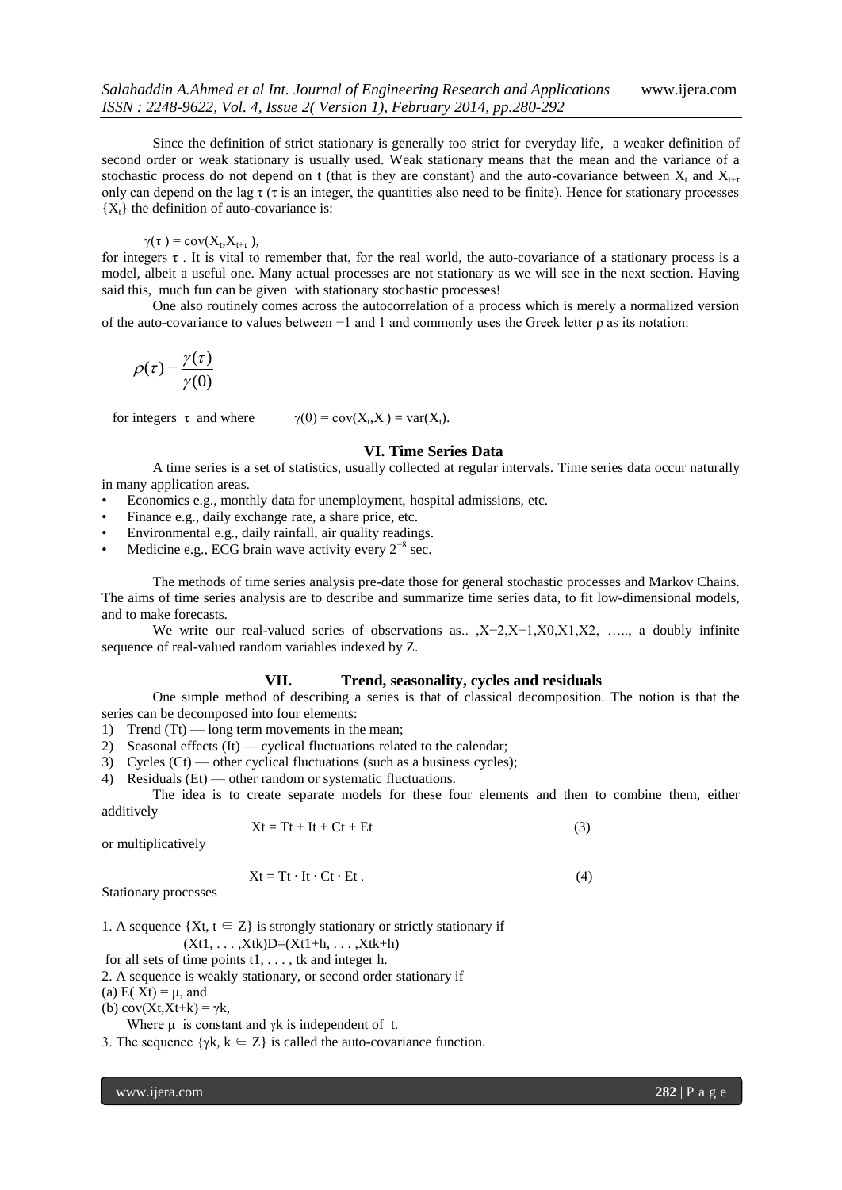Since the definition of strict stationary is generally too strict for everyday life, a weaker definition of second order or weak stationary is usually used. Weak stationary means that the mean and the variance of a stochastic process do not depend on t (that is they are constant) and the auto-covariance between $X_t$ and $X_{t+\tau}$ only can depend on the lag $\tau$ ($\tau$ is an integer, the quantities also need to be finite). Hence for stationary processes $\{X_t\}$ the definition of auto-covariance is:

$$\gamma(\tau) = \text{cov}(X_t, X_{t+\tau}),$$

for integers $\tau$ . It is vital to remember that, for the real world, the auto-covariance of a stationary process is a model, albeit a useful one. Many actual processes are not stationary as we will see in the next section. Having said this, much fun can be given with stationary stochastic processes!

One also routinely comes across the autocorrelation of a process which is merely a normalized version of the auto-covariance to values between −1 and 1 and commonly uses the Greek letter ρ as its notation:

$$\rho(\tau) = \frac{\gamma(\tau)}{\gamma(0)}$$

for integers $\tau$ and where $\gamma(0) = \text{cov}(X_t, X_t) = \text{var}(X_t)$.

## VI. Time Series Data

A time series is a set of statistics, usually collected at regular intervals. Time series data occur naturally in many application areas.

- Economics e.g., monthly data for unemployment, hospital admissions, etc.
- Finance e.g., daily exchange rate, a share price, etc.
- Environmental e.g., daily rainfall, air quality readings.
- Medicine e.g., ECG brain wave activity every $2^{-8}$ sec.

The methods of time series analysis pre-date those for general stochastic processes and Markov Chains. The aims of time series analysis are to describe and summarize time series data, to fit low-dimensional models, and to make forecasts.

We write our real-valued series of observations as.. $,X_{-2},X_{-1},X_0,X_1,X_2$, ….., a doubly infinite sequence of real-valued random variables indexed by Z.

## VII. Trend, seasonality, cycles and residuals

One simple method of describing a series is that of classical decomposition. The notion is that the series can be decomposed into four elements:

1) Trend ($T_t$) — long term movements in the mean;
2) Seasonal effects ($I_t$) — cyclical fluctuations related to the calendar;
3) Cycles ($C_t$) — other cyclical fluctuations (such as a business cycles);
4) Residuals ($E_t$) — other random or systematic fluctuations.

The idea is to create separate models for these four elements and then to combine them, either additively

$$X_t = T_t + I_t + C_t + E_t \tag{3}$$

or multiplicatively

$$X_t = T_t \cdot I_t \cdot C_t \cdot E_t . \tag{4}$$

Stationary processes

1. A sequence $\{X_t, t \in Z\}$ is strongly stationary or strictly stationary if

$$(X_{t1}, \ldots, X_{tk}) \overset{D}{=} (X_{t1+h}, \ldots, X_{tk+h})$$

for all sets of time points $t_1, \ldots, t_k$ and integer h.

2. A sequence is weakly stationary, or second order stationary if

(a) $E(X_t) = \mu$, and

(b) $\text{cov}(X_t, X_{t+k}) = \gamma_k$,

Where $\mu$ is constant and $\gamma_k$ is independent of t.

3. The sequence $\{\gamma_k, k \in Z\}$ is called the auto-covariance function.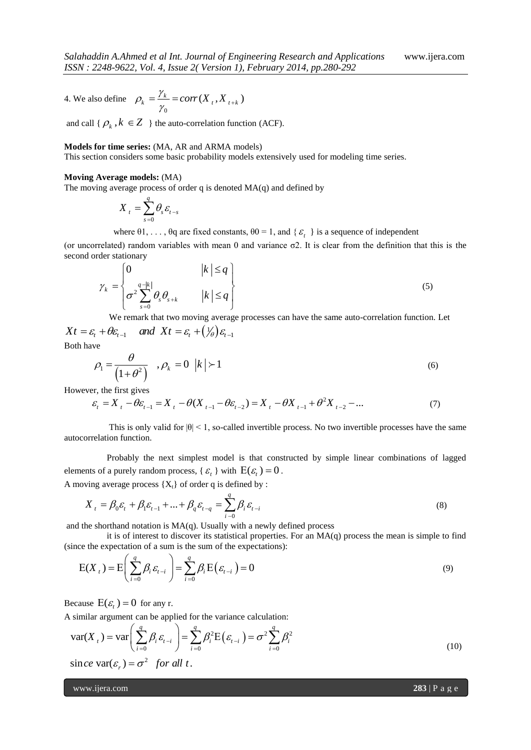4. We also define $\rho_k = \frac{\gamma_k}{\gamma_0} = corr(X_t, X_{t+k})$

and call { $\rho_k, k \in Z$ } the auto-correlation function (ACF).

**Models for time series:** (MA, AR and ARMA models)
This section considers some basic probability models extensively used for modeling time series.

**Moving Average models:** (MA)
The moving average process of order q is denoted MA(q) and defined by

$$X_t = \sum_{s=0}^{q} \theta_s \varepsilon_{t-s}$$

where θ1, . . . , θq are fixed constants, θ0 = 1, and { $\varepsilon_t$ } is a sequence of independent (or uncorrelated) random variables with mean 0 and variance σ2. It is clear from the definition that this is the second order stationary

$$\gamma_k = \begin{Bmatrix} 0 & |k| \le q \\ \sigma^2 \sum_{s=0}^{q-|k|} \theta_s \theta_{s+k} & |k| \le q \end{Bmatrix} \tag{5}$$

We remark that two moving average processes can have the same auto-correlation function. Let

$$Xt = \varepsilon_t + \theta \varepsilon_{t-1} \quad and \;\; Xt = \varepsilon_t + \left(\tfrac{1}{\theta}\right) \varepsilon_{t-1}$$

Both have

$$\rho_1 = \frac{\theta}{\left(1+\theta^2\right)} \quad , \rho_k = 0 \;\; |k| \succ 1 \tag{6}$$

However, the first gives

$$\varepsilon_t = X_t - \theta \varepsilon_{t-1} = X_t - \theta (X_{t-1} - \theta \varepsilon_{t-2}) = X_t - \theta X_{t-1} + \theta^2 X_{t-2} - ... \tag{7}$$

This is only valid for |θ| < 1, so-called invertible process. No two invertible processes have the same autocorrelation function.

Probably the next simplest model is that constructed by simple linear combinations of lagged elements of a purely random process, { $\varepsilon_t$ } with $\mathrm{E}(\varepsilon_t) = 0$.

A moving average process {$X_t$} of order q is defined by :

$$X_t = \beta_0 \varepsilon_t + \beta_1 \varepsilon_{t-1} + ... + \beta_q \varepsilon_{t-q} = \sum_{i-0}^{q} \beta_i \varepsilon_{t-i} \tag{8}$$

and the shorthand notation is MA(q). Usually with a newly defined process

it is of interest to discover its statistical properties. For an MA(q) process the mean is simple to find (since the expectation of a sum is the sum of the expectations):

$$\mathrm{E}(X_t) = \mathrm{E}\left( \sum_{i=0}^{q} \beta_i \varepsilon_{t-i} \right) = \sum_{i=0}^{q} \beta_i \mathrm{E}\left(\varepsilon_{t-i}\right) = 0 \tag{9}$$

Because $\mathrm{E}(\varepsilon_t) = 0$ for any r.

A similar argument can be applied for the variance calculation:

$$\mathrm{var}(X_t) = \mathrm{var}\left( \sum_{i=0}^{q} \beta_i \varepsilon_{t-i} \right) = \sum_{i=0}^{q} \beta_i^2 \mathrm{E}\left(\varepsilon_{t-i}\right) = \sigma^2 \sum_{i=0}^{q} \beta_i^2 \tag{10}$$

$\sin ce \; \mathrm{var}(\varepsilon_r) = \sigma^2 \;\; for \; all \; t.$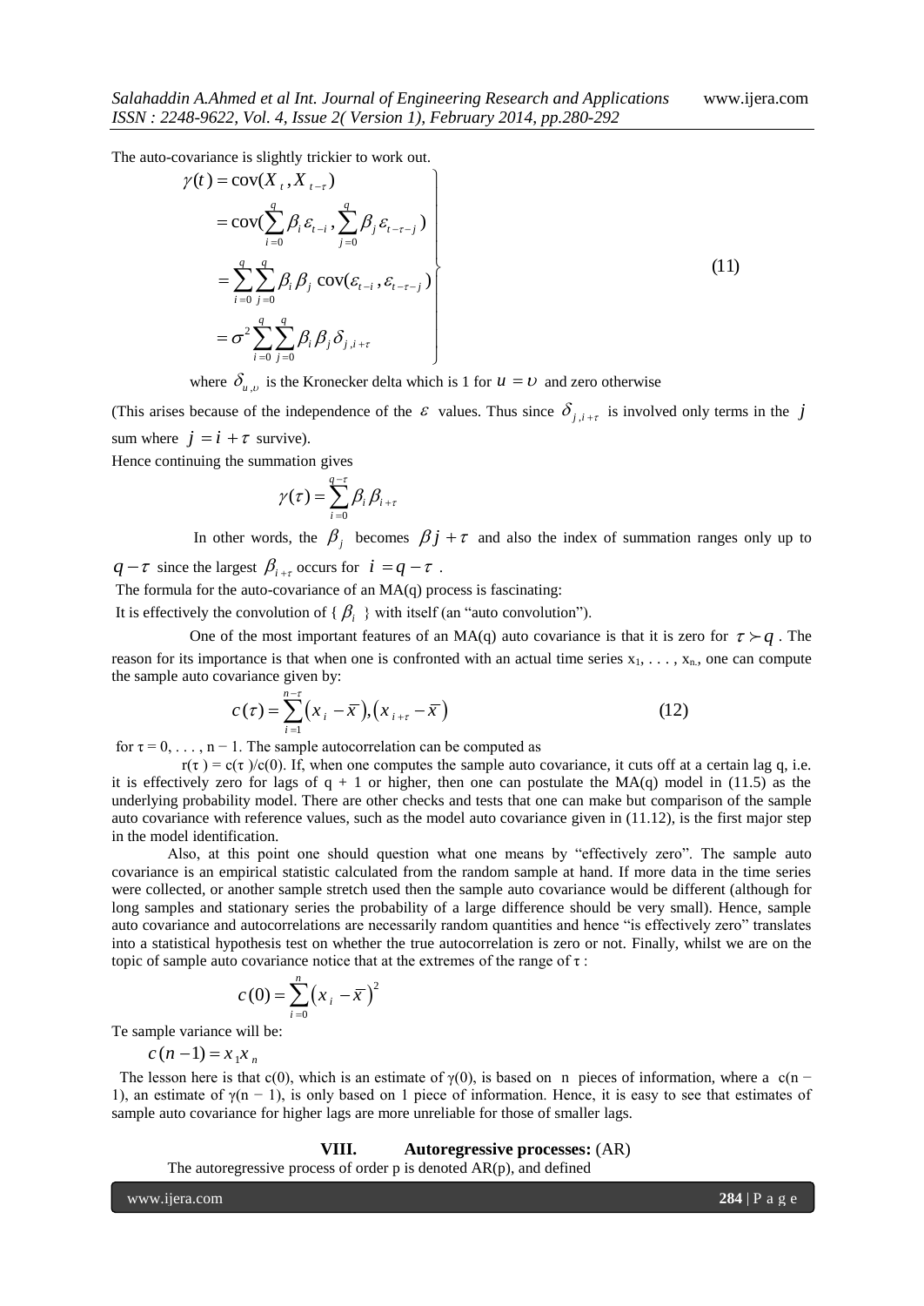The auto-covariance is slightly trickier to work out.

$$
\left.
\begin{aligned}
\gamma(t) &= \text{cov}(X_t, X_{t-\tau}) \\
&= \text{cov}(\sum_{i=0}^{q} \beta_i \varepsilon_{t-i}, \sum_{j=0}^{q} \beta_j \varepsilon_{t-\tau-j}) \\
&= \sum_{i=0}^{q} \sum_{j=0}^{q} \beta_i \beta_j \ \text{cov}(\varepsilon_{t-i}, \varepsilon_{t-\tau-j}) \\
&= \sigma^2 \sum_{i=0}^{q} \sum_{j=0}^{q} \beta_i \beta_j \delta_{j,i+\tau}
\end{aligned}
\right\} \quad (11)
$$

where $\delta_{u,\upsilon}$ is the Kronecker delta which is 1 for $u = \upsilon$ and zero otherwise

(This arises because of the independence of the $\varepsilon$ values. Thus since $\delta_{j,i+\tau}$ is involved only terms in the $j$ sum where $j = i + \tau$ survive).

Hence continuing the summation gives

$$\gamma(\tau) = \sum_{i=0}^{q-\tau} \beta_i \beta_{i+\tau}$$

In other words, the $\beta_j$ becomes $\beta j + \tau$ and also the index of summation ranges only up to $q - \tau$ since the largest $\beta_{i+\tau}$ occurs for $i = q - \tau$ .

The formula for the auto-covariance of an MA(q) process is fascinating:

It is effectively the convolution of { $\beta_i$ } with itself (an "auto convolution").

One of the most important features of an MA(q) auto covariance is that it is zero for $\tau \succ q$ . The reason for its importance is that when one is confronted with an actual time series $x_1, \ldots, x_n$, one can compute the sample auto covariance given by:

$$c(\tau) = \sum_{i=1}^{n-\tau} (x_i - \overline{x}), (x_{i+\tau} - \overline{x}) \quad (12)$$

for $\tau = 0, \ldots, n - 1$. The sample autocorrelation can be computed as

$r(\tau) = c(\tau)/c(0)$. If, when one computes the sample auto covariance, it cuts off at a certain lag q, i.e. it is effectively zero for lags of q + 1 or higher, then one can postulate the MA(q) model in (11.5) as the underlying probability model. There are other checks and tests that one can make but comparison of the sample auto covariance with reference values, such as the model auto covariance given in (11.12), is the first major step in the model identification.

Also, at this point one should question what one means by "effectively zero". The sample auto covariance is an empirical statistic calculated from the random sample at hand. If more data in the time series were collected, or another sample stretch used then the sample auto covariance would be different (although for long samples and stationary series the probability of a large difference should be very small). Hence, sample auto covariance and autocorrelations are necessarily random quantities and hence "is effectively zero" translates into a statistical hypothesis test on whether the true autocorrelation is zero or not. Finally, whilst we are on the topic of sample auto covariance notice that at the extremes of the range of $\tau$ :

$$c(0) = \sum_{i=0}^{n} (x_i - \overline{x})^2$$

Te sample variance will be:

$$c(n-1) = x_1 x_n$$

The lesson here is that c(0), which is an estimate of $\gamma(0)$, is based on n pieces of information, where a $c(n - 1)$, an estimate of $\gamma(n - 1)$, is only based on 1 piece of information. Hence, it is easy to see that estimates of sample auto covariance for higher lags are more unreliable for those of smaller lags.

## VIII. Autoregressive processes: (AR)

The autoregressive process of order p is denoted AR(p), and defined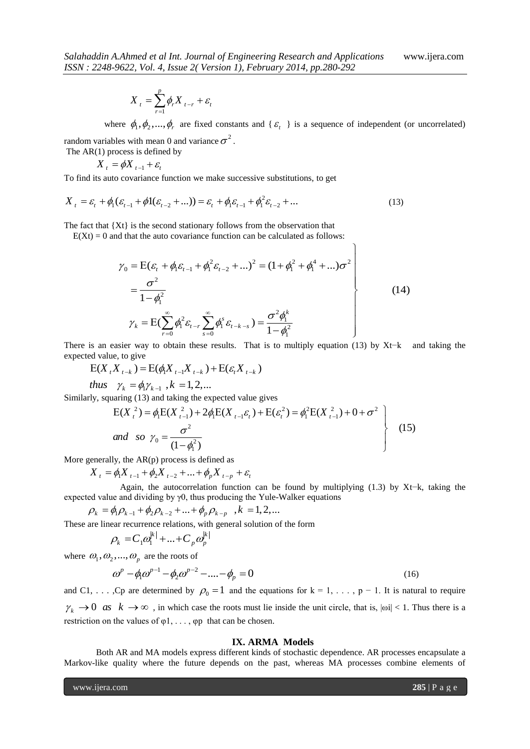$$X_t = \sum_{r=1}^{p} \phi_r X_{t-r} + \varepsilon_t$$

where $\phi_1, \phi_2, ..., \phi_r$ are fixed constants and $\{\varepsilon_t\}$ is a sequence of independent (or uncorrelated) random variables with mean 0 and variance $\sigma^2$.

The AR(1) process is defined by

$$X_t = \phi X_{t-1} + \varepsilon_t$$

To find its auto covariance function we make successive substitutions, to get

$$X_t = \varepsilon_t + \phi_1(\varepsilon_{t-1} + \phi 1(\varepsilon_{t-2} + ...)) = \varepsilon_t + \phi_1 \varepsilon_{t-1} + \phi_1^2 \varepsilon_{t-2} + ... \tag{13}$$

The fact that {Xt} is the second stationary follows from the observation that E(Xt) = 0 and that the auto covariance function can be calculated as follows:

$$\left.\begin{aligned}
\gamma_0 &= \mathrm{E}(\varepsilon_t + \phi_1 \varepsilon_{t-1} + \phi_1^2 \varepsilon_{t-2} + ...)^2 = (1 + \phi_1^2 + \phi_1^4 + ...)\sigma^2 \\
&= \frac{\sigma^2}{1-\phi_1^2} \\
\gamma_k &= \mathrm{E}(\sum_{r=0}^{\infty} \phi_1^2 \varepsilon_{t-r} \sum_{s=0}^{\infty} \phi_1^s \varepsilon_{t-k-s}) = \frac{\sigma^2 \phi_1^k}{1-\phi_1^2}
\end{aligned}\right\} \tag{14}$$

There is an easier way to obtain these results. That is to multiply equation (13) by Xt−k and taking the expected value, to give

$$\mathrm{E}(X_t X_{t-k}) = \mathrm{E}(\phi_1 X_{t-1} X_{t-k}) + \mathrm{E}(\varepsilon_t X_{t-k})$$

$$thus \quad \gamma_k = \phi_1 \gamma_{k-1} \ , k = 1, 2, ...$$

Similarly, squaring (13) and taking the expected value gives

$$\left.\begin{aligned}
&\mathrm{E}(X_t^{\,2}) = \phi_1 \mathrm{E}(X_{t-1}^{\,2}) + 2\phi_1 \mathrm{E}(X_{t-1}\varepsilon_t) + \mathrm{E}(\varepsilon_t^2) = \phi_1^2 \mathrm{E}(X_{t-1}^{\,2}) + 0 + \sigma^2 \\
&and \ \ so \ \ \gamma_0 = \frac{\sigma^2}{(1-\phi_1^2)}
\end{aligned}\right\} \tag{15}$$

More generally, the AR(p) process is defined as

$$X_t = \phi_1 X_{t-1} + \phi_2 X_{t-2} + ... + \phi_p X_{t-p} + \varepsilon_t$$

Again, the autocorrelation function can be found by multiplying (1.3) by Xt−k, taking the expected value and dividing by γ0, thus producing the Yule-Walker equations

$$\rho_k = \phi_1 \rho_{k-1} + \phi_2 \rho_{k-2} + ... + \phi_p \rho_{k-p} \quad , k = 1, 2, ...$$

These are linear recurrence relations, with general solution of the form

$$\rho_k = C_1 \omega_1^{|k|} + ... + C_p \omega_p^{|k|}$$

where $\omega_1, \omega_2, ..., \omega_p$ are the roots of

$$\omega^p - \phi_1 \omega^{p-1} - \phi_2 \omega^{p-2} - .... - \phi_p = 0 \tag{16}$$

and C1, . . . ,Cp are determined by $\rho_0 = 1$ and the equations for k = 1, . . . , p − 1. It is natural to require $\gamma_k \to 0 \ \ as \ \ k \to \infty$ , in which case the roots must lie inside the unit circle, that is, $|\omega i| < 1$. Thus there is a restriction on the values of φ1, . . . , φp that can be chosen.

## IX. ARMA Models

Both AR and MA models express different kinds of stochastic dependence. AR processes encapsulate a Markov-like quality where the future depends on the past, whereas MA processes combine elements of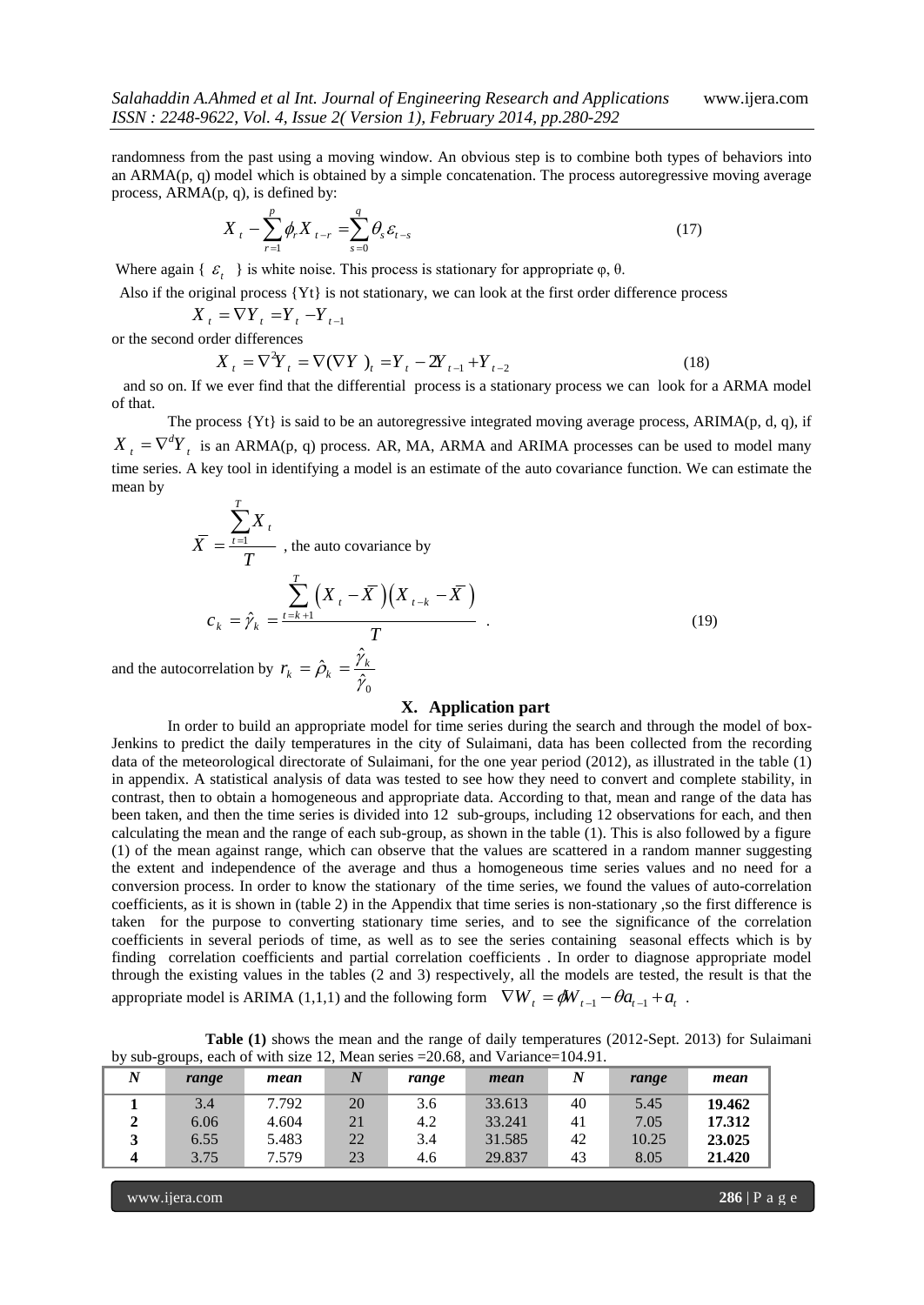randomness from the past using a moving window. An obvious step is to combine both types of behaviors into an ARMA(p, q) model which is obtained by a simple concatenation. The process autoregressive moving average process, ARMA(p, q), is defined by:

$$X_t - \sum_{r=1}^{p} \phi_r X_{t-r} = \sum_{s=0}^{q} \theta_s \varepsilon_{t-s} \tag{17}$$

Where again { $\varepsilon_t$ } is white noise. This process is stationary for appropriate φ, θ.

Also if the original process {Yt} is not stationary, we can look at the first order difference process

$$X_t = \nabla Y_t = Y_t - Y_{t-1}$$

or the second order differences

$$X_t = \nabla^2 Y_t = \nabla(\nabla Y)_t = Y_t - 2Y_{t-1} + Y_{t-2} \tag{18}$$

and so on. If we ever find that the differential process is a stationary process we can look for a ARMA model of that.

The process {Yt} is said to be an autoregressive integrated moving average process, ARIMA(p, d, q), if $X_t = \nabla^d Y_t$ is an ARMA(p, q) process. AR, MA, ARMA and ARIMA processes can be used to model many time series. A key tool in identifying a model is an estimate of the auto covariance function. We can estimate the mean by

$$\bar{X} = \frac{\sum_{t=1}^{T} X_t}{T}$$ , the auto covariance by

$$c_k = \hat{\gamma}_k = \frac{\sum_{t=k+1}^{T} \left(X_t - \bar{X}\right)\left(X_{t-k} - \bar{X}\right)}{T} \ . \tag{19}$$

and the autocorrelation by $r_k = \hat{\rho}_k = \frac{\hat{\gamma}_k}{\hat{\gamma}_0}$

## X. Application part

In order to build an appropriate model for time series during the search and through the model of box-Jenkins to predict the daily temperatures in the city of Sulaimani, data has been collected from the recording data of the meteorological directorate of Sulaimani, for the one year period (2012), as illustrated in the table (1) in appendix. A statistical analysis of data was tested to see how they need to convert and complete stability, in contrast, then to obtain a homogeneous and appropriate data. According to that, mean and range of the data has been taken, and then the time series is divided into 12 sub-groups, including 12 observations for each, and then calculating the mean and the range of each sub-group, as shown in the table (1). This is also followed by a figure (1) of the mean against range, which can observe that the values are scattered in a random manner suggesting the extent and independence of the average and thus a homogeneous time series values and no need for a conversion process. In order to know the stationary of the time series, we found the values of auto-correlation coefficients, as it is shown in (table 2) in the Appendix that time series is non-stationary ,so the first difference is taken for the purpose to converting stationary time series, and to see the significance of the correlation coefficients in several periods of time, as well as to see the series containing seasonal effects which is by finding correlation coefficients and partial correlation coefficients . In order to diagnose appropriate model through the existing values in the tables (2 and 3) respectively, all the models are tested, the result is that the appropriate model is ARIMA (1,1,1) and the following form $\nabla W_t = \phi W_{t-1} - \theta a_{t-1} + a_t$ .

**Table (1)** shows the mean and the range of daily temperatures (2012-Sept. 2013) for Sulaimani by sub-groups, each of with size 12, Mean series =20.68, and Variance=104.91.

| ***N*** | ***range*** | ***mean*** | ***N*** | ***range*** | ***mean*** | ***N*** | ***range*** | ***mean*** |
|---|---|---|---|---|---|---|---|---|
| **1** | 3.4 | 7.792 | 20 | 3.6 | 33.613 | 40 | 5.45 | **19.462** |
| **2** | 6.06 | 4.604 | 21 | 4.2 | 33.241 | 41 | 7.05 | **17.312** |
| **3** | 6.55 | 5.483 | 22 | 3.4 | 31.585 | 42 | 10.25 | **23.025** |
| **4** | 3.75 | 7.579 | 23 | 4.6 | 29.837 | 43 | 8.05 | **21.420** |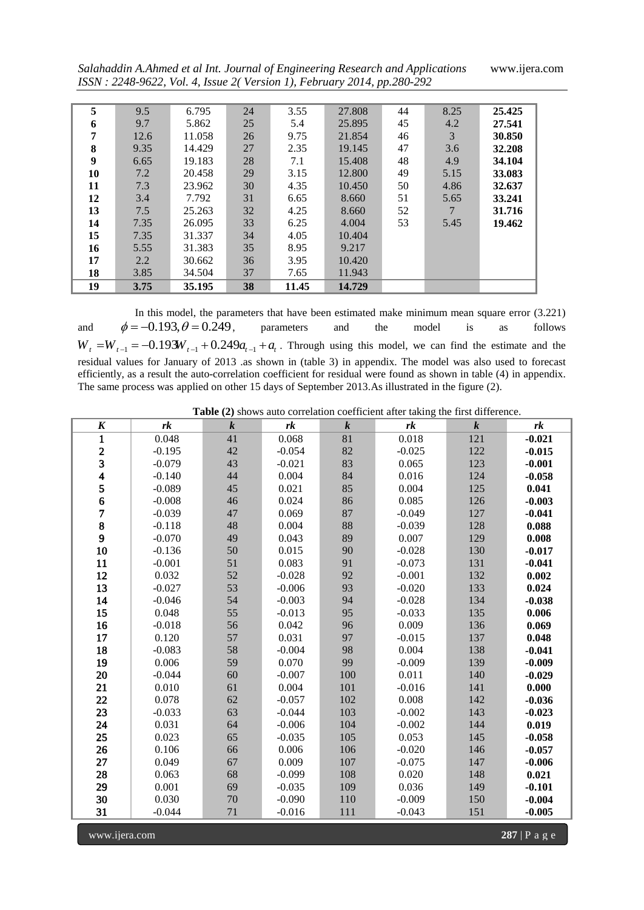| 5 | 9.5 | 6.795 | 24 | 3.55 | 27.808 | 44 | 8.25 | **25.425** |
|---|---|---|---|---|---|---|---|---|
| **6** | 9.7 | 5.862 | 25 | 5.4 | 25.895 | 45 | 4.2 | **27.541** |
| **7** | 12.6 | 11.058 | 26 | 9.75 | 21.854 | 46 | 3 | **30.850** |
| **8** | 9.35 | 14.429 | 27 | 2.35 | 19.145 | 47 | 3.6 | **32.208** |
| **9** | 6.65 | 19.183 | 28 | 7.1 | 15.408 | 48 | 4.9 | **34.104** |
| **10** | 7.2 | 20.458 | 29 | 3.15 | 12.800 | 49 | 5.15 | **33.083** |
| **11** | 7.3 | 23.962 | 30 | 4.35 | 10.450 | 50 | 4.86 | **32.637** |
| **12** | 3.4 | 7.792 | 31 | 6.65 | 8.660 | 51 | 5.65 | **33.241** |
| **13** | 7.5 | 25.263 | 32 | 4.25 | 8.660 | 52 | 7 | **31.716** |
| **14** | 7.35 | 26.095 | 33 | 6.25 | 4.004 | 53 | 5.45 | **19.462** |
| **15** | 7.35 | 31.337 | 34 | 4.05 | 10.404 | | | |
| **16** | 5.55 | 31.383 | 35 | 8.95 | 9.217 | | | |
| **17** | 2.2 | 30.662 | 36 | 3.95 | 10.420 | | | |
| **18** | 3.85 | 34.504 | 37 | 7.65 | 11.943 | | | |
| **19** | **3.75** | **35.195** | **38** | **11.45** | **14.729** | | | |

In this model, the parameters that have been estimated make minimum mean square error (3.221) and $\phi = -0.193, \theta = 0.249$, parameters and the model is as follows $W_t = W_{t-1} = -0.193W_{t-1} + 0.249a_{t-1} + a_t$. Through using this model, we can find the estimate and the residual values for January of 2013 .as shown in (table 3) in appendix. The model was also used to forecast efficiently, as a result the auto-correlation coefficient for residual were found as shown in table (4) in appendix. The same process was applied on other 15 days of September 2013.As illustrated in the figure (2).

**Table (2)** shows auto correlation coefficient after taking the first difference.

| *K* | *rk* | *k* | *rk* | *k* | *rk* | *k* | *rk* |
|---|---|---|---|---|---|---|---|
| **1** | 0.048 | 41 | 0.068 | 81 | 0.018 | 121 | **-0.021** |
| **2** | -0.195 | 42 | -0.054 | 82 | -0.025 | 122 | **-0.015** |
| **3** | -0.079 | 43 | -0.021 | 83 | 0.065 | 123 | **-0.001** |
| **4** | -0.140 | 44 | 0.004 | 84 | 0.016 | 124 | **-0.058** |
| **5** | -0.089 | 45 | 0.021 | 85 | 0.004 | 125 | **0.041** |
| **6** | -0.008 | 46 | 0.024 | 86 | 0.085 | 126 | **-0.003** |
| **7** | -0.039 | 47 | 0.069 | 87 | -0.049 | 127 | **-0.041** |
| **8** | -0.118 | 48 | 0.004 | 88 | -0.039 | 128 | **0.088** |
| **9** | -0.070 | 49 | 0.043 | 89 | 0.007 | 129 | **0.008** |
| **10** | -0.136 | 50 | 0.015 | 90 | -0.028 | 130 | **-0.017** |
| **11** | -0.001 | 51 | 0.083 | 91 | -0.073 | 131 | **-0.041** |
| **12** | 0.032 | 52 | -0.028 | 92 | -0.001 | 132 | **0.002** |
| **13** | -0.027 | 53 | -0.006 | 93 | -0.020 | 133 | **0.024** |
| **14** | -0.046 | 54 | -0.003 | 94 | -0.028 | 134 | **-0.038** |
| **15** | 0.048 | 55 | -0.013 | 95 | -0.033 | 135 | **0.006** |
| **16** | -0.018 | 56 | 0.042 | 96 | 0.009 | 136 | **0.069** |
| **17** | 0.120 | 57 | 0.031 | 97 | -0.015 | 137 | **0.048** |
| **18** | -0.083 | 58 | -0.004 | 98 | 0.004 | 138 | **-0.041** |
| **19** | 0.006 | 59 | 0.070 | 99 | -0.009 | 139 | **-0.009** |
| **20** | -0.044 | 60 | -0.007 | 100 | 0.011 | 140 | **-0.029** |
| **21** | 0.010 | 61 | 0.004 | 101 | -0.016 | 141 | **0.000** |
| **22** | 0.078 | 62 | -0.057 | 102 | 0.008 | 142 | **-0.036** |
| **23** | -0.033 | 63 | -0.044 | 103 | -0.002 | 143 | **-0.023** |
| **24** | 0.031 | 64 | -0.006 | 104 | -0.002 | 144 | **0.019** |
| **25** | 0.023 | 65 | -0.035 | 105 | 0.053 | 145 | **-0.058** |
| **26** | 0.106 | 66 | 0.006 | 106 | -0.020 | 146 | **-0.057** |
| **27** | 0.049 | 67 | 0.009 | 107 | -0.075 | 147 | **-0.006** |
| **28** | 0.063 | 68 | -0.099 | 108 | 0.020 | 148 | **0.021** |
| **29** | 0.001 | 69 | -0.035 | 109 | 0.036 | 149 | **-0.101** |
| **30** | 0.030 | 70 | -0.090 | 110 | -0.009 | 150 | **-0.004** |
| **31** | -0.044 | 71 | -0.016 | 111 | -0.043 | 151 | **-0.005** |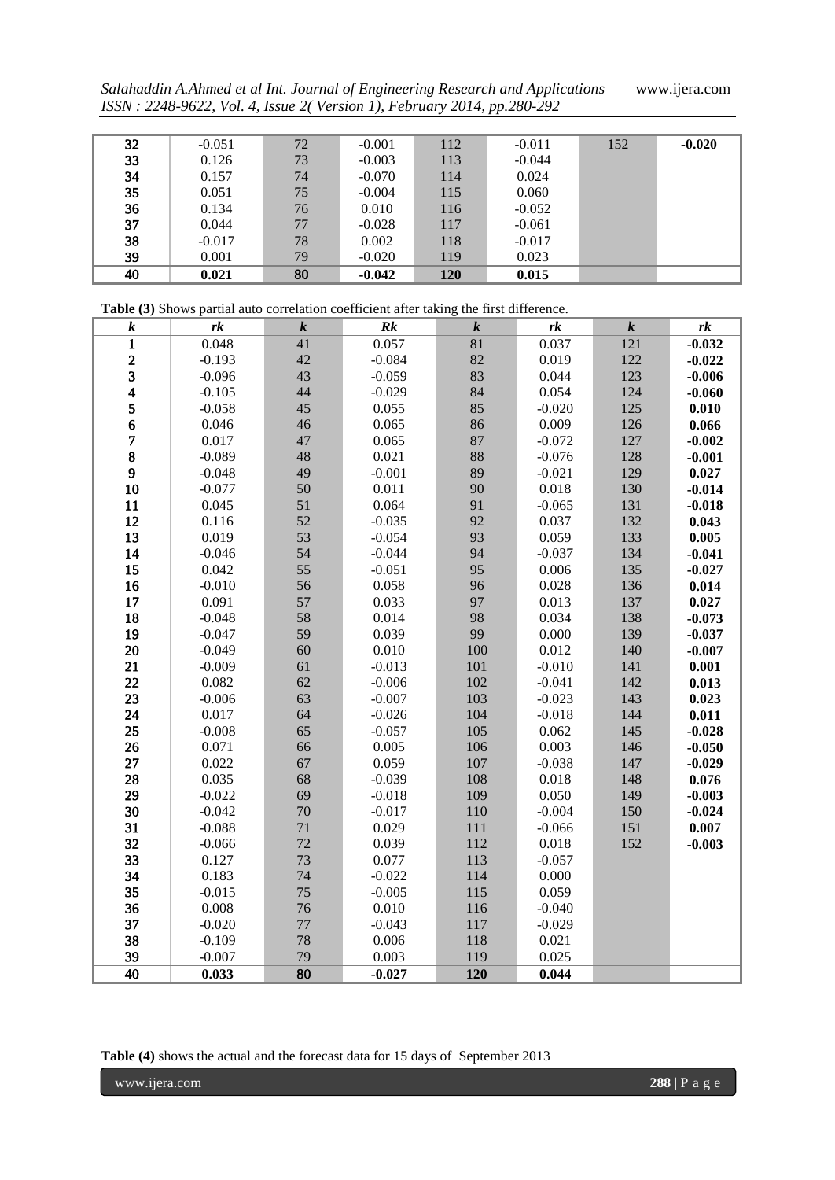| 32 | -0.051 | 72 | -0.001 | 112 | -0.011 | 152 | **-0.020** |
|---|---|---|---|---|---|---|---|
| 33 | 0.126 | 73 | -0.003 | 113 | -0.044 | | |
| 34 | 0.157 | 74 | -0.070 | 114 | 0.024 | | |
| 35 | 0.051 | 75 | -0.004 | 115 | 0.060 | | |
| 36 | 0.134 | 76 | 0.010 | 116 | -0.052 | | |
| 37 | 0.044 | 77 | -0.028 | 117 | -0.061 | | |
| 38 | -0.017 | 78 | 0.002 | 118 | -0.017 | | |
| 39 | 0.001 | 79 | -0.020 | 119 | 0.023 | | |
| **40** | **0.021** | **80** | **-0.042** | **120** | **0.015** | | |

**Table (3)** Shows partial auto correlation coefficient after taking the first difference.

| *k* | *rk* | *k* | *Rk* | *k* | *rk* | *k* | *rk* |
|---|---|---|---|---|---|---|---|
| **1** | 0.048 | 41 | 0.057 | 81 | 0.037 | 121 | **-0.032** |
| **2** | -0.193 | 42 | -0.084 | 82 | 0.019 | 122 | **-0.022** |
| **3** | -0.096 | 43 | -0.059 | 83 | 0.044 | 123 | **-0.006** |
| **4** | -0.105 | 44 | -0.029 | 84 | 0.054 | 124 | **-0.060** |
| **5** | -0.058 | 45 | 0.055 | 85 | -0.020 | 125 | **0.010** |
| **6** | 0.046 | 46 | 0.065 | 86 | 0.009 | 126 | **0.066** |
| **7** | 0.017 | 47 | 0.065 | 87 | -0.072 | 127 | **-0.002** |
| **8** | -0.089 | 48 | 0.021 | 88 | -0.076 | 128 | **-0.001** |
| **9** | -0.048 | 49 | -0.001 | 89 | -0.021 | 129 | **0.027** |
| **10** | -0.077 | 50 | 0.011 | 90 | 0.018 | 130 | **-0.014** |
| **11** | 0.045 | 51 | 0.064 | 91 | -0.065 | 131 | **-0.018** |
| **12** | 0.116 | 52 | -0.035 | 92 | 0.037 | 132 | **0.043** |
| **13** | 0.019 | 53 | -0.054 | 93 | 0.059 | 133 | **0.005** |
| **14** | -0.046 | 54 | -0.044 | 94 | -0.037 | 134 | **-0.041** |
| **15** | 0.042 | 55 | -0.051 | 95 | 0.006 | 135 | **-0.027** |
| **16** | -0.010 | 56 | 0.058 | 96 | 0.028 | 136 | **0.014** |
| **17** | 0.091 | 57 | 0.033 | 97 | 0.013 | 137 | **0.027** |
| **18** | -0.048 | 58 | 0.014 | 98 | 0.034 | 138 | **-0.073** |
| **19** | -0.047 | 59 | 0.039 | 99 | 0.000 | 139 | **-0.037** |
| **20** | -0.049 | 60 | 0.010 | 100 | 0.012 | 140 | **-0.007** |
| **21** | -0.009 | 61 | -0.013 | 101 | -0.010 | 141 | **0.001** |
| **22** | 0.082 | 62 | -0.006 | 102 | -0.041 | 142 | **0.013** |
| **23** | -0.006 | 63 | -0.007 | 103 | -0.023 | 143 | **0.023** |
| **24** | 0.017 | 64 | -0.026 | 104 | -0.018 | 144 | **0.011** |
| **25** | -0.008 | 65 | -0.057 | 105 | 0.062 | 145 | **-0.028** |
| **26** | 0.071 | 66 | 0.005 | 106 | 0.003 | 146 | **-0.050** |
| **27** | 0.022 | 67 | 0.059 | 107 | -0.038 | 147 | **-0.029** |
| **28** | 0.035 | 68 | -0.039 | 108 | 0.018 | 148 | **0.076** |
| **29** | -0.022 | 69 | -0.018 | 109 | 0.050 | 149 | **-0.003** |
| **30** | -0.042 | 70 | -0.017 | 110 | -0.004 | 150 | **-0.024** |
| **31** | -0.088 | 71 | 0.029 | 111 | -0.066 | 151 | **0.007** |
| **32** | -0.066 | 72 | 0.039 | 112 | 0.018 | 152 | **-0.003** |
| **33** | 0.127 | 73 | 0.077 | 113 | -0.057 | | |
| **34** | 0.183 | 74 | -0.022 | 114 | 0.000 | | |
| **35** | -0.015 | 75 | -0.005 | 115 | 0.059 | | |
| **36** | 0.008 | 76 | 0.010 | 116 | -0.040 | | |
| **37** | -0.020 | 77 | -0.043 | 117 | -0.029 | | |
| **38** | -0.109 | 78 | 0.006 | 118 | 0.021 | | |
| **39** | -0.007 | 79 | 0.003 | 119 | 0.025 | | |
| **40** | **0.033** | **80** | **-0.027** | **120** | **0.044** | | |

**Table (4)** shows the actual and the forecast data for 15 days of September 2013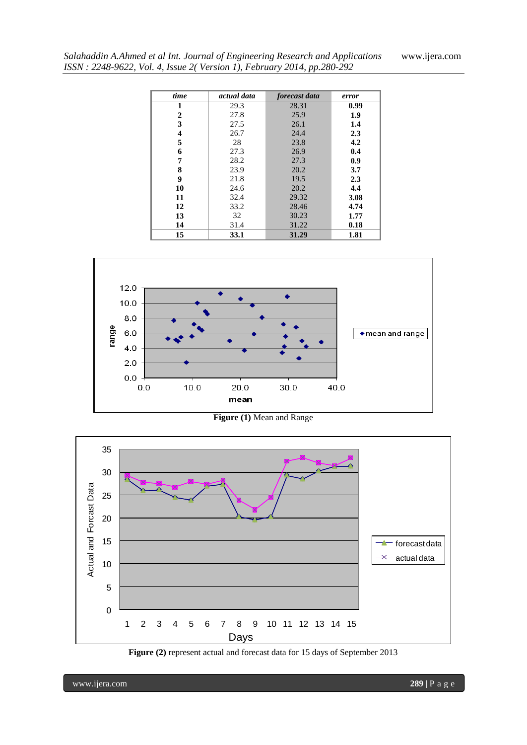| time | actual data | forecast data | error |
|---|---|---|---|
| 1 | 29.3 | 28.31 | 0.99 |
| 2 | 27.8 | 25.9 | 1.9 |
| 3 | 27.5 | 26.1 | 1.4 |
| 4 | 26.7 | 24.4 | 2.3 |
| 5 | 28 | 23.8 | 4.2 |
| 6 | 27.3 | 26.9 | 0.4 |
| 7 | 28.2 | 27.3 | 0.9 |
| 8 | 23.9 | 20.2 | 3.7 |
| 9 | 21.8 | 19.5 | 2.3 |
| 10 | 24.6 | 20.2 | 4.4 |
| 11 | 32.4 | 29.32 | 3.08 |
| 12 | 33.2 | 28.46 | 4.74 |
| 13 | 32 | 30.23 | 1.77 |
| 14 | 31.4 | 31.22 | 0.18 |
| **15** | **33.1** | **31.29** | **1.81** |

**Figure (1)** Mean and Range

**Figure (2)** represent actual and forecast data for 15 days of September 2013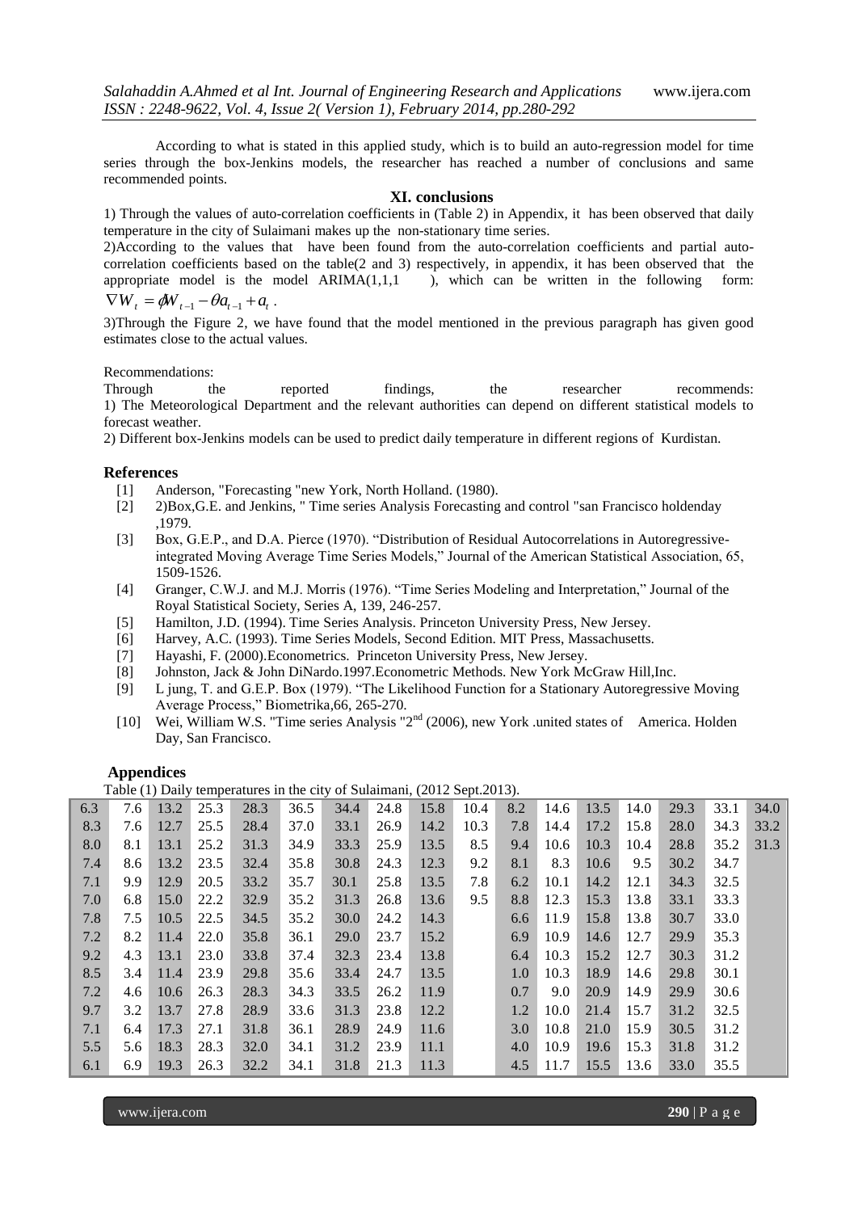According to what is stated in this applied study, which is to build an auto-regression model for time series through the box-Jenkins models, the researcher has reached a number of conclusions and same recommended points.

## XI. conclusions

1) Through the values of auto-correlation coefficients in (Table 2) in Appendix, it has been observed that daily temperature in the city of Sulaimani makes up the non-stationary time series.

2)According to the values that have been found from the auto-correlation coefficients and partial auto-correlation coefficients based on the table(2 and 3) respectively, in appendix, it has been observed that the appropriate model is the model ARIMA(1,1,1 ), which can be written in the following form: $\nabla W_t = \phi W_{t-1} - \theta a_{t-1} + a_t$ .

3)Through the Figure 2, we have found that the model mentioned in the previous paragraph has given good estimates close to the actual values.

Recommendations:

Through the reported findings, the researcher recommends:

1) The Meteorological Department and the relevant authorities can depend on different statistical models to forecast weather.

2) Different box-Jenkins models can be used to predict daily temperature in different regions of Kurdistan.

## References

[1] Anderson, "Forecasting "new York, North Holland. (1980).

[2] 2)Box,G.E. and Jenkins, " Time series Analysis Forecasting and control "san Francisco holdenday ,1979.

[3] Box, G.E.P., and D.A. Pierce (1970). "Distribution of Residual Autocorrelations in Autoregressive-integrated Moving Average Time Series Models," Journal of the American Statistical Association, 65, 1509-1526.

[4] Granger, C.W.J. and M.J. Morris (1976). "Time Series Modeling and Interpretation," Journal of the Royal Statistical Society, Series A, 139, 246-257.

[5] Hamilton, J.D. (1994). Time Series Analysis. Princeton University Press, New Jersey.

[6] Harvey, A.C. (1993). Time Series Models, Second Edition. MIT Press, Massachusetts.

[7] Hayashi, F. (2000).Econometrics. Princeton University Press, New Jersey.

[8] Johnston, Jack & John DiNardo.1997.Econometric Methods. New York McGraw Hill,Inc.

[9] L jung, T. and G.E.P. Box (1979). "The Likelihood Function for a Stationary Autoregressive Moving Average Process," Biometrika,66, 265-270.

[10] Wei, William W.S. "Time series Analysis "2nd (2006), new York .united states of America. Holden Day, San Francisco.

## Appendices

Table (1) Daily temperatures in the city of Sulaimani, (2012 Sept.2013).

| | | | | | | | | | | | | | | | | |
|---|---|---|---|---|---|---|---|---|---|---|---|---|---|---|---|---|
| 6.3 | 7.6 | 13.2 | 25.3 | 28.3 | 36.5 | 34.4 | 24.8 | 15.8 | 10.4 | 8.2 | 14.6 | 13.5 | 14.0 | 29.3 | 33.1 | 34.0 |
| 8.3 | 7.6 | 12.7 | 25.5 | 28.4 | 37.0 | 33.1 | 26.9 | 14.2 | 10.3 | 7.8 | 14.4 | 17.2 | 15.8 | 28.0 | 34.3 | 33.2 |
| 8.0 | 8.1 | 13.1 | 25.2 | 31.3 | 34.9 | 33.3 | 25.9 | 13.5 | 8.5 | 9.4 | 10.6 | 10.3 | 10.4 | 28.8 | 35.2 | 31.3 |
| 7.4 | 8.6 | 13.2 | 23.5 | 32.4 | 35.8 | 30.8 | 24.3 | 12.3 | 9.2 | 8.1 | 8.3 | 10.6 | 9.5 | 30.2 | 34.7 | |
| 7.1 | 9.9 | 12.9 | 20.5 | 33.2 | 35.7 | 30.1 | 25.8 | 13.5 | 7.8 | 6.2 | 10.1 | 14.2 | 12.1 | 34.3 | 32.5 | |
| 7.0 | 6.8 | 15.0 | 22.2 | 32.9 | 35.2 | 31.3 | 26.8 | 13.6 | 9.5 | 8.8 | 12.3 | 15.3 | 13.8 | 33.1 | 33.3 | |
| 7.8 | 7.5 | 10.5 | 22.5 | 34.5 | 35.2 | 30.0 | 24.2 | 14.3 | | 6.6 | 11.9 | 15.8 | 13.8 | 30.7 | 33.0 | |
| 7.2 | 8.2 | 11.4 | 22.0 | 35.8 | 36.1 | 29.0 | 23.7 | 15.2 | | 6.9 | 10.9 | 14.6 | 12.7 | 29.9 | 35.3 | |
| 9.2 | 4.3 | 13.1 | 23.0 | 33.8 | 37.4 | 32.3 | 23.4 | 13.8 | | 6.4 | 10.3 | 15.2 | 12.7 | 30.3 | 31.2 | |
| 8.5 | 3.4 | 11.4 | 23.9 | 29.8 | 35.6 | 33.4 | 24.7 | 13.5 | | 1.0 | 10.3 | 18.9 | 14.6 | 29.8 | 30.1 | |
| 7.2 | 4.6 | 10.6 | 26.3 | 28.3 | 34.3 | 33.5 | 26.2 | 11.9 | | 0.7 | 9.0 | 20.9 | 14.9 | 29.9 | 30.6 | |
| 9.7 | 3.2 | 13.7 | 27.8 | 28.9 | 33.6 | 31.3 | 23.8 | 12.2 | | 1.2 | 10.0 | 21.4 | 15.7 | 31.2 | 32.5 | |
| 7.1 | 6.4 | 17.3 | 27.1 | 31.8 | 36.1 | 28.9 | 24.9 | 11.6 | | 3.0 | 10.8 | 21.0 | 15.9 | 30.5 | 31.2 | |
| 5.5 | 5.6 | 18.3 | 28.3 | 32.0 | 34.1 | 31.2 | 23.9 | 11.1 | | 4.0 | 10.9 | 19.6 | 15.3 | 31.8 | 31.2 | |
| 6.1 | 6.9 | 19.3 | 26.3 | 32.2 | 34.1 | 31.8 | 21.3 | 11.3 | | 4.5 | 11.7 | 15.5 | 13.6 | 33.0 | 35.5 | |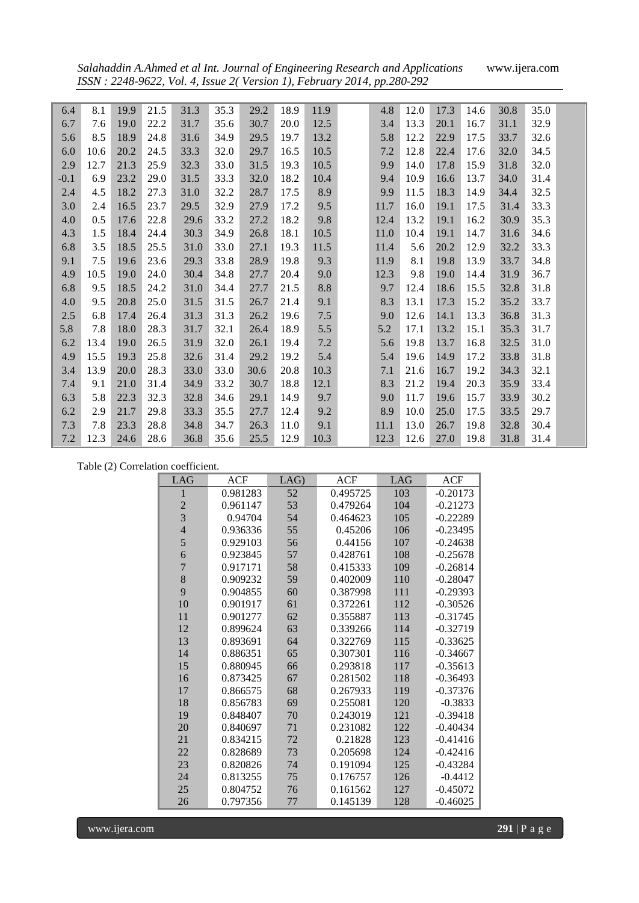| | | | | | | | | | | | | | | | | |
|---|---|---|---|---|---|---|---|---|---|---|---|---|---|---|---|---|
| 6.4 | 8.1 | 19.9 | 21.5 | 31.3 | 35.3 | 29.2 | 18.9 | 11.9 | | 4.8 | 12.0 | 17.3 | 14.6 | 30.8 | 35.0 | |
| 6.7 | 7.6 | 19.0 | 22.2 | 31.7 | 35.6 | 30.7 | 20.0 | 12.5 | | 3.4 | 13.3 | 20.1 | 16.7 | 31.1 | 32.9 | |
| 5.6 | 8.5 | 18.9 | 24.8 | 31.6 | 34.9 | 29.5 | 19.7 | 13.2 | | 5.8 | 12.2 | 22.9 | 17.5 | 33.7 | 32.6 | |
| 6.0 | 10.6 | 20.2 | 24.5 | 33.3 | 32.0 | 29.7 | 16.5 | 10.5 | | 7.2 | 12.8 | 22.4 | 17.6 | 32.0 | 34.5 | |
| 2.9 | 12.7 | 21.3 | 25.9 | 32.3 | 33.0 | 31.5 | 19.3 | 10.5 | | 9.9 | 14.0 | 17.8 | 15.9 | 31.8 | 32.0 | |
| -0.1 | 6.9 | 23.2 | 29.0 | 31.5 | 33.3 | 32.0 | 18.2 | 10.4 | | 9.4 | 10.9 | 16.6 | 13.7 | 34.0 | 31.4 | |
| 2.4 | 4.5 | 18.2 | 27.3 | 31.0 | 32.2 | 28.7 | 17.5 | 8.9 | | 9.9 | 11.5 | 18.3 | 14.9 | 34.4 | 32.5 | |
| 3.0 | 2.4 | 16.5 | 23.7 | 29.5 | 32.9 | 27.9 | 17.2 | 9.5 | | 11.7 | 16.0 | 19.1 | 17.5 | 31.4 | 33.3 | |
| 4.0 | 0.5 | 17.6 | 22.8 | 29.6 | 33.2 | 27.2 | 18.2 | 9.8 | | 12.4 | 13.2 | 19.1 | 16.2 | 30.9 | 35.3 | |
| 4.3 | 1.5 | 18.4 | 24.4 | 30.3 | 34.9 | 26.8 | 18.1 | 10.5 | | 11.0 | 10.4 | 19.1 | 14.7 | 31.6 | 34.6 | |
| 6.8 | 3.5 | 18.5 | 25.5 | 31.0 | 33.0 | 27.1 | 19.3 | 11.5 | | 11.4 | 5.6 | 20.2 | 12.9 | 32.2 | 33.3 | |
| 9.1 | 7.5 | 19.6 | 23.6 | 29.3 | 33.8 | 28.9 | 19.8 | 9.3 | | 11.9 | 8.1 | 19.8 | 13.9 | 33.7 | 34.8 | |
| 4.9 | 10.5 | 19.0 | 24.0 | 30.4 | 34.8 | 27.7 | 20.4 | 9.0 | | 12.3 | 9.8 | 19.0 | 14.4 | 31.9 | 36.7 | |
| 6.8 | 9.5 | 18.5 | 24.2 | 31.0 | 34.4 | 27.7 | 21.5 | 8.8 | | 9.7 | 12.4 | 18.6 | 15.5 | 32.8 | 31.8 | |
| 4.0 | 9.5 | 20.8 | 25.0 | 31.5 | 31.5 | 26.7 | 21.4 | 9.1 | | 8.3 | 13.1 | 17.3 | 15.2 | 35.2 | 33.7 | |
| 2.5 | 6.8 | 17.4 | 26.4 | 31.3 | 31.3 | 26.2 | 19.6 | 7.5 | | 9.0 | 12.6 | 14.1 | 13.3 | 36.8 | 31.3 | |
| 5.8 | 7.8 | 18.0 | 28.3 | 31.7 | 32.1 | 26.4 | 18.9 | 5.5 | | 5.2 | 17.1 | 13.2 | 15.1 | 35.3 | 31.7 | |
| 6.2 | 13.4 | 19.0 | 26.5 | 31.9 | 32.0 | 26.1 | 19.4 | 7.2 | | 5.6 | 19.8 | 13.7 | 16.8 | 32.5 | 31.0 | |
| 4.9 | 15.5 | 19.3 | 25.8 | 32.6 | 31.4 | 29.2 | 19.2 | 5.4 | | 5.4 | 19.6 | 14.9 | 17.2 | 33.8 | 31.8 | |
| 3.4 | 13.9 | 20.0 | 28.3 | 33.0 | 33.0 | 30.6 | 20.8 | 10.3 | | 7.1 | 21.6 | 16.7 | 19.2 | 34.3 | 32.1 | |
| 7.4 | 9.1 | 21.0 | 31.4 | 34.9 | 33.2 | 30.7 | 18.8 | 12.1 | | 8.3 | 21.2 | 19.4 | 20.3 | 35.9 | 33.4 | |
| 6.3 | 5.8 | 22.3 | 32.3 | 32.8 | 34.6 | 29.1 | 14.9 | 9.7 | | 9.0 | 11.7 | 19.6 | 15.7 | 33.9 | 30.2 | |
| 6.2 | 2.9 | 21.7 | 29.8 | 33.3 | 35.5 | 27.7 | 12.4 | 9.2 | | 8.9 | 10.0 | 25.0 | 17.5 | 33.5 | 29.7 | |
| 7.3 | 7.8 | 23.3 | 28.8 | 34.8 | 34.7 | 26.3 | 11.0 | 9.1 | | 11.1 | 13.0 | 26.7 | 19.8 | 32.8 | 30.4 | |
| 7.2 | 12.3 | 24.6 | 28.6 | 36.8 | 35.6 | 25.5 | 12.9 | 10.3 | | 12.3 | 12.6 | 27.0 | 19.8 | 31.8 | 31.4 | |

Table (2) Correlation coefficient.

| LAG | ACF | LAG) | ACF | LAG | ACF |
|---|---|---|---|---|---|
| 1 | 0.981283 | 52 | 0.495725 | 103 | -0.20173 |
| 2 | 0.961147 | 53 | 0.479264 | 104 | -0.21273 |
| 3 | 0.94704 | 54 | 0.464623 | 105 | -0.22289 |
| 4 | 0.936336 | 55 | 0.45206 | 106 | -0.23495 |
| 5 | 0.929103 | 56 | 0.44156 | 107 | -0.24638 |
| 6 | 0.923845 | 57 | 0.428761 | 108 | -0.25678 |
| 7 | 0.917171 | 58 | 0.415333 | 109 | -0.26814 |
| 8 | 0.909232 | 59 | 0.402009 | 110 | -0.28047 |
| 9 | 0.904855 | 60 | 0.387998 | 111 | -0.29393 |
| 10 | 0.901917 | 61 | 0.372261 | 112 | -0.30526 |
| 11 | 0.901277 | 62 | 0.355887 | 113 | -0.31745 |
| 12 | 0.899624 | 63 | 0.339266 | 114 | -0.32719 |
| 13 | 0.893691 | 64 | 0.322769 | 115 | -0.33625 |
| 14 | 0.886351 | 65 | 0.307301 | 116 | -0.34667 |
| 15 | 0.880945 | 66 | 0.293818 | 117 | -0.35613 |
| 16 | 0.873425 | 67 | 0.281502 | 118 | -0.36493 |
| 17 | 0.866575 | 68 | 0.267933 | 119 | -0.37376 |
| 18 | 0.856783 | 69 | 0.255081 | 120 | -0.3833 |
| 19 | 0.848407 | 70 | 0.243019 | 121 | -0.39418 |
| 20 | 0.840697 | 71 | 0.231082 | 122 | -0.40434 |
| 21 | 0.834215 | 72 | 0.21828 | 123 | -0.41416 |
| 22 | 0.828689 | 73 | 0.205698 | 124 | -0.42416 |
| 23 | 0.820826 | 74 | 0.191094 | 125 | -0.43284 |
| 24 | 0.813255 | 75 | 0.176757 | 126 | -0.4412 |
| 25 | 0.804752 | 76 | 0.161562 | 127 | -0.45072 |
| 26 | 0.797356 | 77 | 0.145139 | 128 | -0.46025 |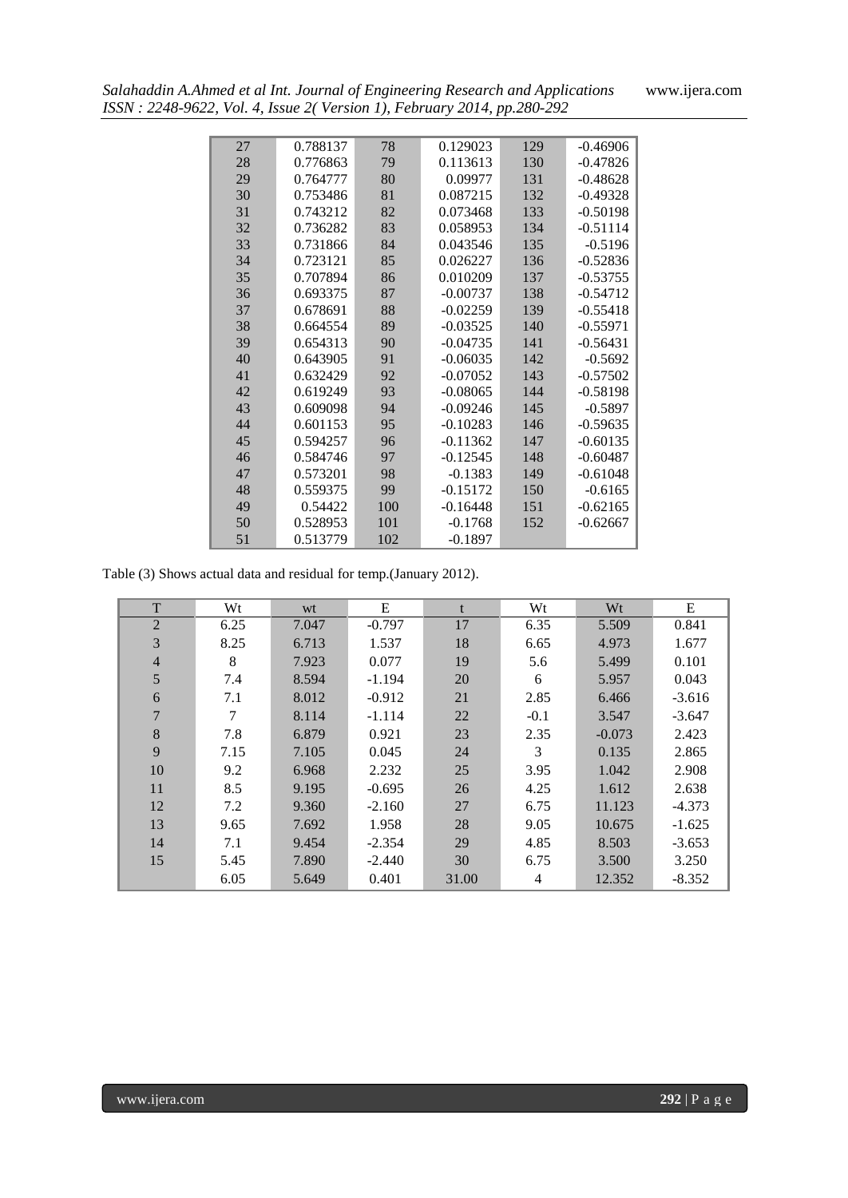| | | | | | |
|---|---|---|---|---|---|
| 27 | 0.788137 | 78 | 0.129023 | 129 | -0.46906 |
| 28 | 0.776863 | 79 | 0.113613 | 130 | -0.47826 |
| 29 | 0.764777 | 80 | 0.09977 | 131 | -0.48628 |
| 30 | 0.753486 | 81 | 0.087215 | 132 | -0.49328 |
| 31 | 0.743212 | 82 | 0.073468 | 133 | -0.50198 |
| 32 | 0.736282 | 83 | 0.058953 | 134 | -0.51114 |
| 33 | 0.731866 | 84 | 0.043546 | 135 | -0.5196 |
| 34 | 0.723121 | 85 | 0.026227 | 136 | -0.52836 |
| 35 | 0.707894 | 86 | 0.010209 | 137 | -0.53755 |
| 36 | 0.693375 | 87 | -0.00737 | 138 | -0.54712 |
| 37 | 0.678691 | 88 | -0.02259 | 139 | -0.55418 |
| 38 | 0.664554 | 89 | -0.03525 | 140 | -0.55971 |
| 39 | 0.654313 | 90 | -0.04735 | 141 | -0.56431 |
| 40 | 0.643905 | 91 | -0.06035 | 142 | -0.5692 |
| 41 | 0.632429 | 92 | -0.07052 | 143 | -0.57502 |
| 42 | 0.619249 | 93 | -0.08065 | 144 | -0.58198 |
| 43 | 0.609098 | 94 | -0.09246 | 145 | -0.5897 |
| 44 | 0.601153 | 95 | -0.10283 | 146 | -0.59635 |
| 45 | 0.594257 | 96 | -0.11362 | 147 | -0.60135 |
| 46 | 0.584746 | 97 | -0.12545 | 148 | -0.60487 |
| 47 | 0.573201 | 98 | -0.1383 | 149 | -0.61048 |
| 48 | 0.559375 | 99 | -0.15172 | 150 | -0.6165 |
| 49 | 0.54422 | 100 | -0.16448 | 151 | -0.62165 |
| 50 | 0.528953 | 101 | -0.1768 | 152 | -0.62667 |
| 51 | 0.513779 | 102 | -0.1897 | | |

Table (3) Shows actual data and residual for temp.(January 2012).

| T | Wt | wt | E | t | Wt | Wt | E |
|---|---|---|---|---|---|---|---|
| 2 | 6.25 | 7.047 | -0.797 | 17 | 6.35 | 5.509 | 0.841 |
| 3 | 8.25 | 6.713 | 1.537 | 18 | 6.65 | 4.973 | 1.677 |
| 4 | 8 | 7.923 | 0.077 | 19 | 5.6 | 5.499 | 0.101 |
| 5 | 7.4 | 8.594 | -1.194 | 20 | 6 | 5.957 | 0.043 |
| 6 | 7.1 | 8.012 | -0.912 | 21 | 2.85 | 6.466 | -3.616 |
| 7 | 7 | 8.114 | -1.114 | 22 | -0.1 | 3.547 | -3.647 |
| 8 | 7.8 | 6.879 | 0.921 | 23 | 2.35 | -0.073 | 2.423 |
| 9 | 7.15 | 7.105 | 0.045 | 24 | 3 | 0.135 | 2.865 |
| 10 | 9.2 | 6.968 | 2.232 | 25 | 3.95 | 1.042 | 2.908 |
| 11 | 8.5 | 9.195 | -0.695 | 26 | 4.25 | 1.612 | 2.638 |
| 12 | 7.2 | 9.360 | -2.160 | 27 | 6.75 | 11.123 | -4.373 |
| 13 | 9.65 | 7.692 | 1.958 | 28 | 9.05 | 10.675 | -1.625 |
| 14 | 7.1 | 9.454 | -2.354 | 29 | 4.85 | 8.503 | -3.653 |
| 15 | 5.45 | 7.890 | -2.440 | 30 | 6.75 | 3.500 | 3.250 |
| | 6.05 | 5.649 | 0.401 | 31.00 | 4 | 12.352 | -8.352 |